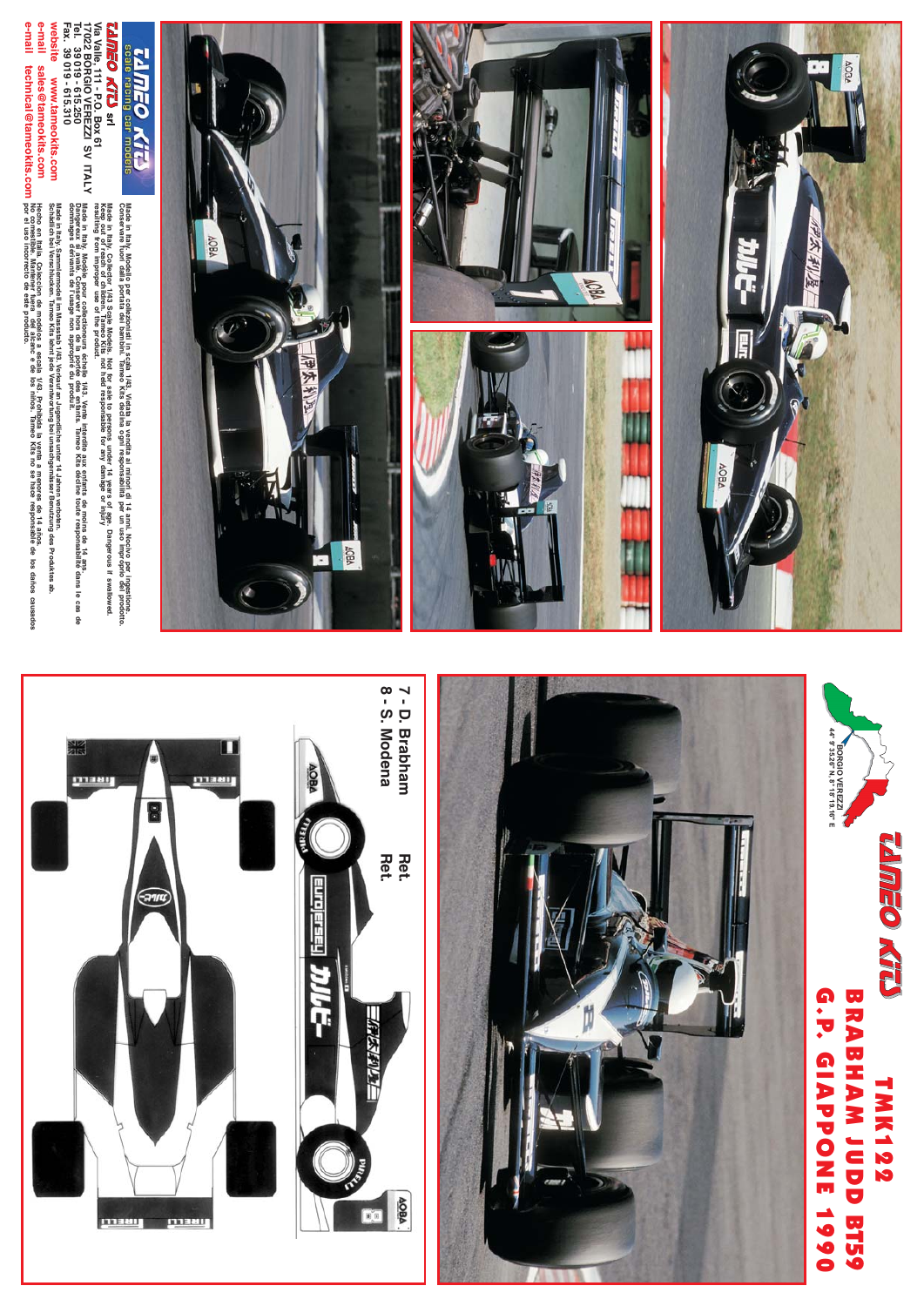# TMK122

## BRABHAM JUDD BT59

## G.P. GIAPPONE 1990

7 - D. Brabham Ret.

8 - S. Modena Ret.

BORGIO VEREZZI 44° 9' 35.26" N, 8° 18' 13.16" E

**TAMEO KITS** scale racing car models

**TAMEO KITS srl**
Via Valle, 111 - P.O. Box 61
17022 BORGIO VEREZZI SV ITALY
Tel. 39 019 - 615.250
Fax. 39 019 - 615.310

website www.tameokits.com
e-mail sales@tameokits.com
e-mail technical@tameokits.com

Made in Italy. Modello per collezionisti in scala 1/43. Vietata la vendita ai minori di 14 anni. Nocivo per ingestione. Conservare fuori dalla portata dei bambini. Tameo Kits declina ogni responsabilità per un uso improprio del prodotto.

Made in Italy. Collector 1/43 scale model. Not for sale to children under 14 years of age. Dangerous if swallowed. Keep out of reach of children. Tameo Kits not held responsable for any damage or injury resulting from improper use of the product.

Made in Italy. Modèle pour collectionneurs à l'échelle 1/43. Vente interdite aux enfants de moins de 14 ans. Dangereux si avalé. Conserver hors de la portée des enfants. Tameo Kits décline toute responsabilité dans le cas de dommages dérivants de l'usage non appropié du produit.

Made in Italy. Sammlermodell im Massstab 1/43. Verkauf an Jugendliche unter 14 Jahren verboten. Schädlich bei Verschlucken. Tameo Kits lehnt jede Verantwortung bei unsachgemässer Benützung des Produktes ab.

Hecho en Italia. Coleccion de modelos a escala 1/43. Prohibida la venta a menores de 14 años. No comestible. Mantener fuera del alcance de los niños. Tameo Kits no se hace responsable de los daños causados por el uso incorrecto de este producto.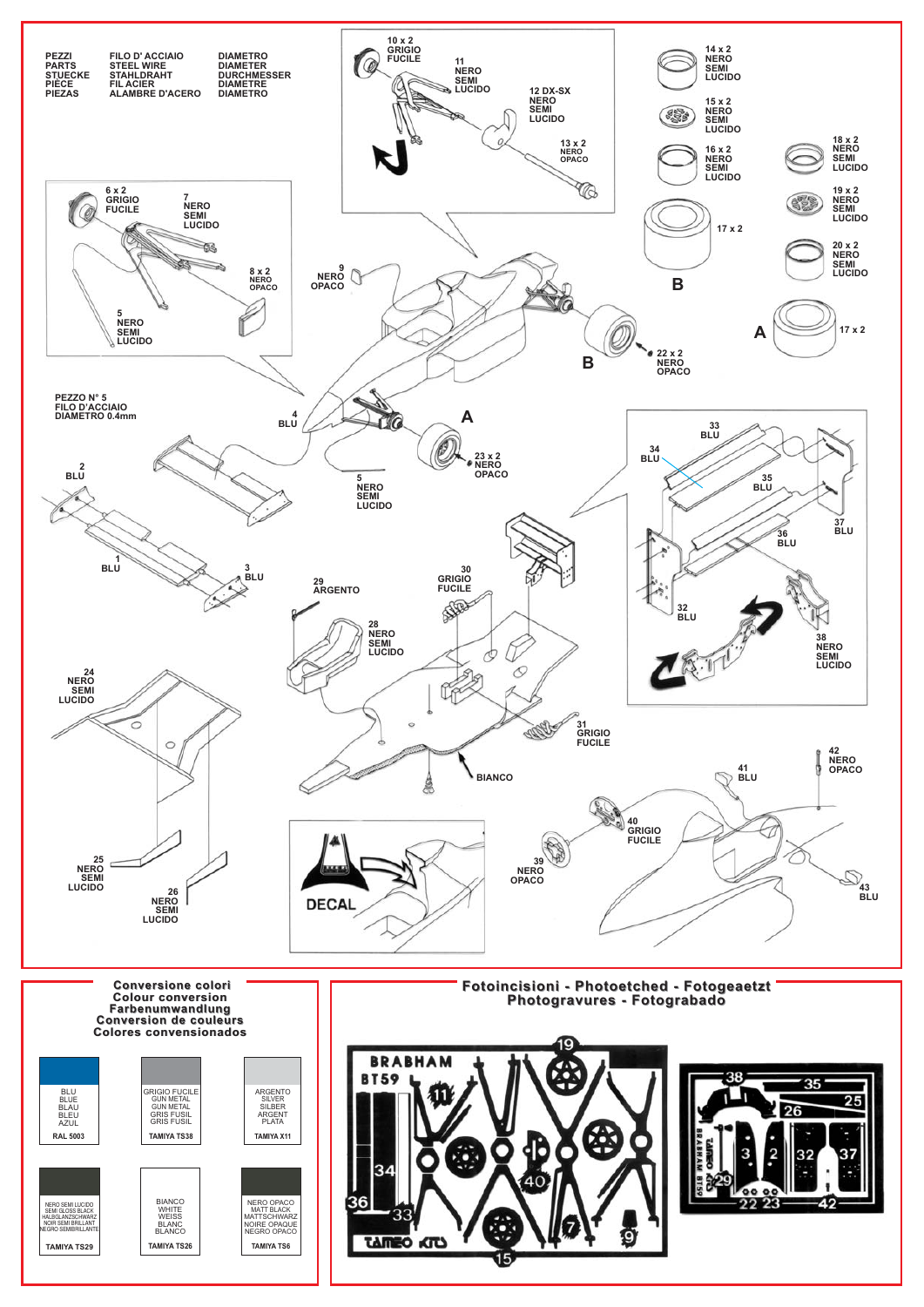| PEZZI | FILO D' ACCIAIO | DIAMETRO |
|---|---|---|
| PARTS | STEEL WIRE | DIAMETER |
| STUECKE | STAHLDRAHT | DURCHMESSER |
| PIÈCE | FIL ACIER | DIAMETRE |
| PIEZAS | ALAMBRE D'ACERO | DIAMETRO |

10 x 2 GRIGIO FUCILE

11 NERO SEMI LUCIDO

12 DX-SX NERO SEMI LUCIDO

13 x 2 NERO OPACO

14 x 2 NERO SEMI LUCIDO

15 x 2 NERO SEMI LUCIDO

16 x 2 NERO SEMI LUCIDO

17 x 2

18 x 2 NERO SEMI LUCIDO

19 x 2 NERO SEMI LUCIDO

20 x 2 NERO SEMI LUCIDO

A 17 x 2

B

6 x 2 GRIGIO FUCILE

7 NERO SEMI LUCIDO

8 x 2 NERO OPACO

5 NERO SEMI LUCIDO

9 NERO OPACO

22 x 2 NERO OPACO

PEZZO N° 5
FILO D'ACCIAIO
DIAMETRO 0.4mm

4 BLU

A

23 x 2 NERO OPACO

5 NERO SEMI LUCIDO

2 BLU

1 BLU

3 BLU

33 BLU

34 BLU

35 BLU

36 BLU

37 BLU

32 BLU

38 NERO SEMI LUCIDO

29 ARGENTO

30 GRIGIO FUCILE

28 NERO SEMI LUCIDO

24 NERO SEMI LUCIDO

31 GRIGIO FUCILE

BIANCO

42 NERO OPACO

41 BLU

25 NERO SEMI LUCIDO

26 NERO SEMI LUCIDO

DECAL

40 GRIGIO FUCILE

39 NERO OPACO

43 BLU

## Conversione colori
## Colour conversion
## Farbenumwandlung
## Conversion de couleurs
## Colores convensionados

| | | |
|---|---|---|
| BLU<br>BLUE<br>BLAU<br>BLEU<br>AZUL<br>RAL 5003 | GRIGIO FUCILE<br>GUN METAL<br>GUN METAL<br>GRIS FUSIL<br>GRIS FUSIL<br>TAMIYA TS38 | ARGENTO<br>SILVER<br>SILBER<br>ARGENT<br>PLATA<br>TAMIYA X11 |
| NERO SEMI LUCIDO<br>SEMI GLOSS BLACK<br>HALBGLANZSCHWARZ<br>NOIR SEMI BRILLANT<br>NEGRO SEMIBRILLANTE<br>TAMIYA TS29 | BIANCO<br>WHITE<br>WEISS<br>BLANC<br>BLANCO<br>TAMIYA TS26 | NERO OPACO<br>MATT BLACK<br>MATTSCHWARZ<br>NOIRE OPAQUE<br>NEGRO OPACO<br>TAMIYA TS6 |

## Fotoincisioni - Photoetched - Fotogeaetzt
## Photogravures - Fotograbado

BRABHAM BT59

19 11 34 40 36 33 7 9 15

TAMEO KITS

38 35 26 25 3 2 32 37 29 22 23 42

BRABHAM BT59